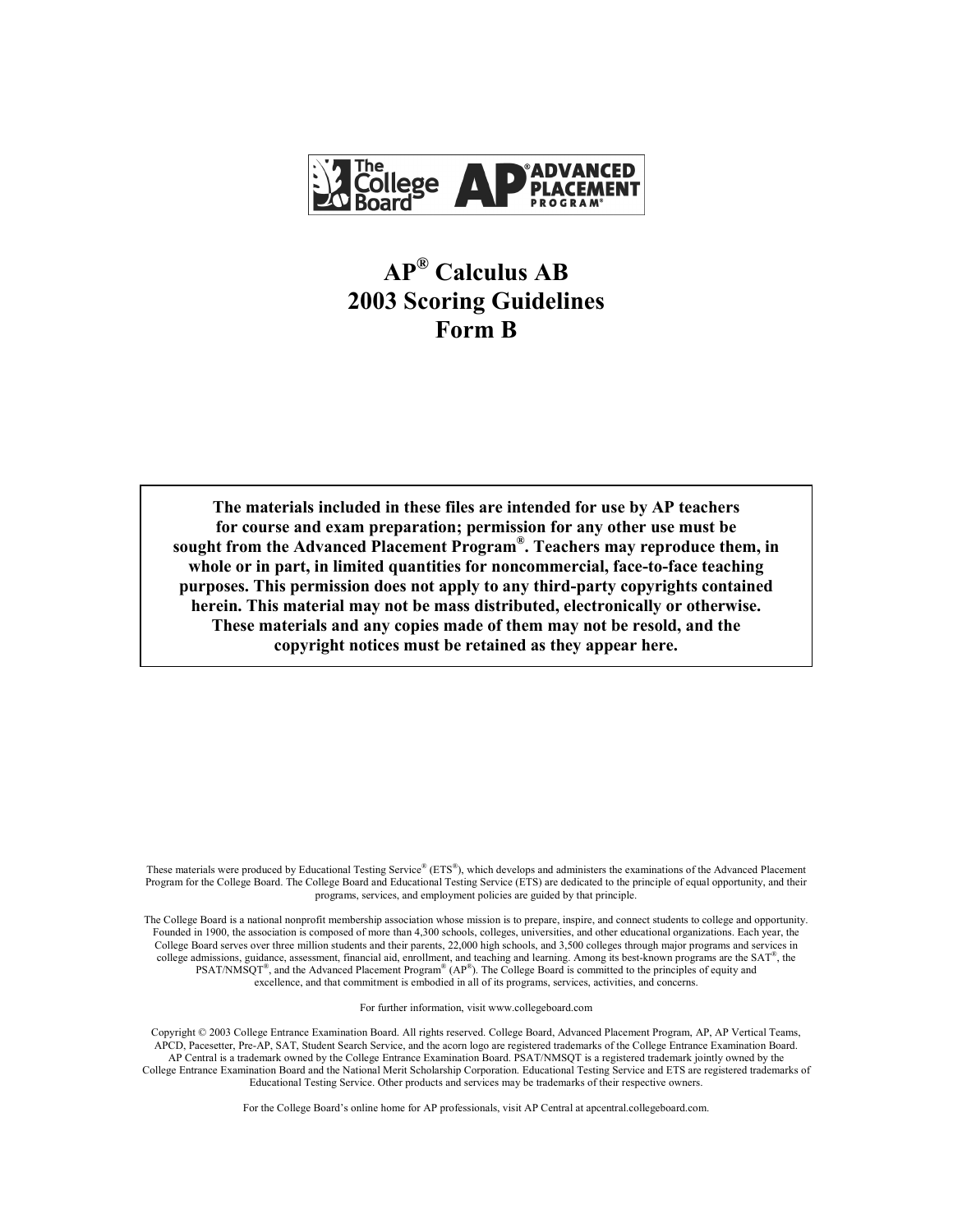# AP® Calculus AB 2003 Scoring Guidelines Form B

**The materials included in these files are intended for use by AP teachers for course and exam preparation; permission for any other use must be sought from the Advanced Placement Program®. Teachers may reproduce them, in whole or in part, in limited quantities for noncommercial, face-to-face teaching purposes. This permission does not apply to any third-party copyrights contained herein. This material may not be mass distributed, electronically or otherwise. These materials and any copies made of them may not be resold, and the copyright notices must be retained as they appear here.**

These materials were produced by Educational Testing Service® (ETS®), which develops and administers the examinations of the Advanced Placement Program for the College Board. The College Board and Educational Testing Service (ETS) are dedicated to the principle of equal opportunity, and their programs, services, and employment policies are guided by that principle.

The College Board is a national nonprofit membership association whose mission is to prepare, inspire, and connect students to college and opportunity. Founded in 1900, the association is composed of more than 4,300 schools, colleges, universities, and other educational organizations. Each year, the College Board serves over three million students and their parents, 22,000 high schools, and 3,500 colleges through major programs and services in college admissions, guidance, assessment, financial aid, enrollment, and teaching and learning. Among its best-known programs are the SAT®, the PSAT/NMSQT®, and the Advanced Placement Program® (AP®). The College Board is committed to the principles of equity and excellence, and that commitment is embodied in all of its programs, services, activities, and concerns.

For further information, visit www.collegeboard.com

Copyright © 2003 College Entrance Examination Board. All rights reserved. College Board, Advanced Placement Program, AP, AP Vertical Teams, APCD, Pacesetter, Pre-AP, SAT, Student Search Service, and the acorn logo are registered trademarks of the College Entrance Examination Board. AP Central is a trademark owned by the College Entrance Examination Board. PSAT/NMSQT is a registered trademark jointly owned by the College Entrance Examination Board and the National Merit Scholarship Corporation. Educational Testing Service and ETS are registered trademarks of Educational Testing Service. Other products and services may be trademarks of their respective owners.

For the College Board's online home for AP professionals, visit AP Central at apcentral.collegeboard.com.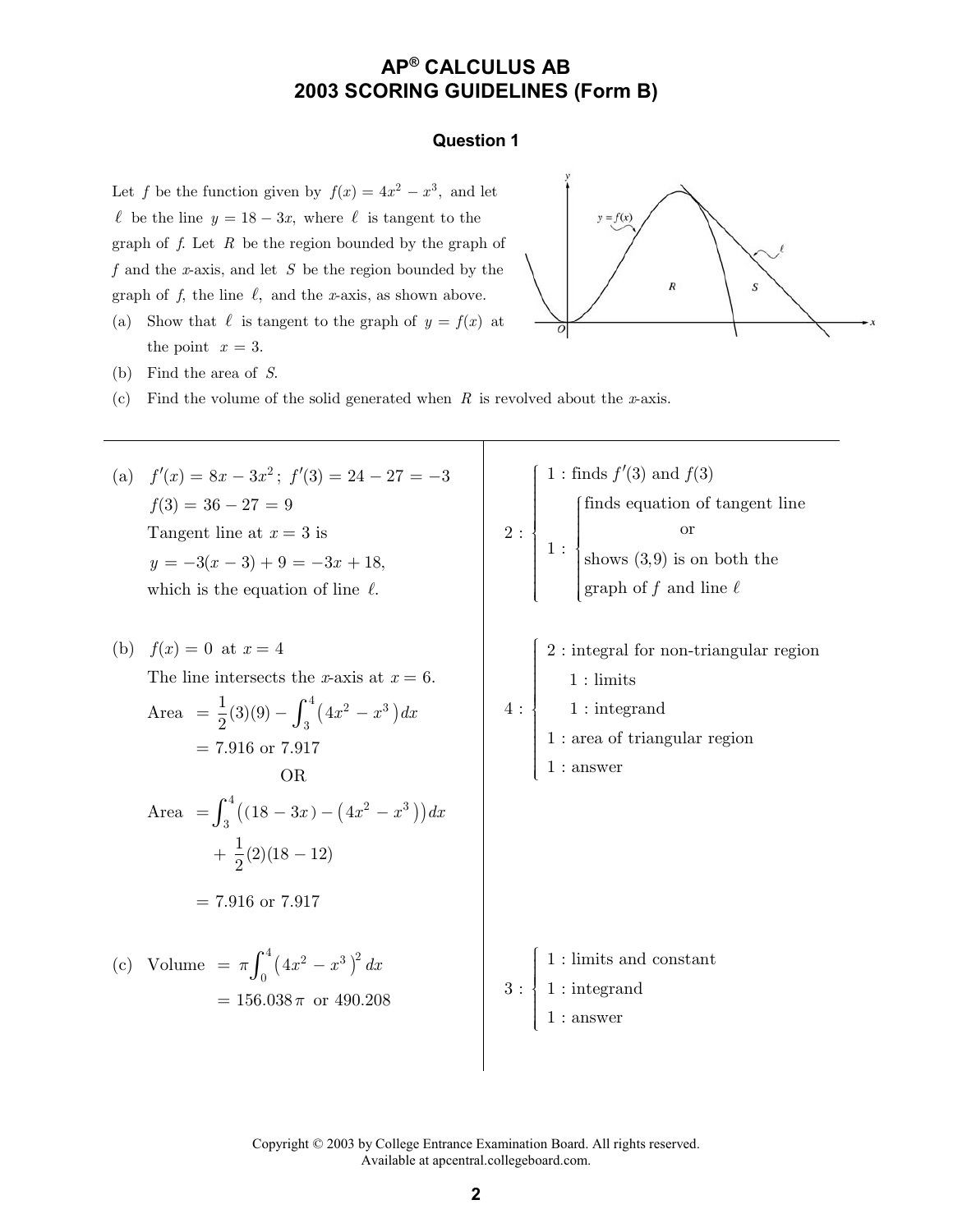# AP® CALCULUS AB
# 2003 SCORING GUIDELINES (Form B)

## Question 1

Let $f$ be the function given by $f(x) = 4x^2 - x^3$, and let $\ell$ be the line $y = 18 - 3x$, where $\ell$ is tangent to the graph of $f$. Let $R$ be the region bounded by the graph of $f$ and the $x$-axis, and let $S$ be the region bounded by the graph of $f$, the line $\ell$, and the $x$-axis, as shown above.

(a) Show that $\ell$ is tangent to the graph of $y = f(x)$ at the point $x = 3$.

(b) Find the area of $S$.

(c) Find the volume of the solid generated when $R$ is revolved about the $x$-axis.

---

(a) $f'(x) = 8x - 3x^2$; $f'(3) = 24 - 27 = -3$

$f(3) = 36 - 27 = 9$

Tangent line at $x = 3$ is

$y = -3(x-3) + 9 = -3x + 18,$

which is the equation of line $\ell$.

2 :
- 1 : finds $f'(3)$ and $f(3)$
- 1 : finds equation of tangent line **or** shows $(3,9)$ is on both the graph of $f$ and line $\ell$

(b) $f(x) = 0$ at $x = 4$

The line intersects the $x$-axis at $x = 6$.

$$\text{Area} = \frac{1}{2}(3)(9) - \int_3^4 \left(4x^2 - x^3\right) dx$$
$$= 7.916 \text{ or } 7.917$$

OR

$$\text{Area} = \int_3^4 \left((18 - 3x) - \left(4x^2 - x^3\right)\right) dx + \frac{1}{2}(2)(18 - 12)$$
$$= 7.916 \text{ or } 7.917$$

4 :
- 2 : integral for non-triangular region
  - 1 : limits
  - 1 : integrand
- 1 : area of triangular region
- 1 : answer

(c) $$\text{Volume} = \pi \int_0^4 \left(4x^2 - x^3\right)^2 dx$$
$$= 156.038\pi \text{ or } 490.208$$

3 :
- 1 : limits and constant
- 1 : integrand
- 1 : answer

Copyright © 2003 by College Entrance Examination Board. All rights reserved.
Available at apcentral.collegeboard.com.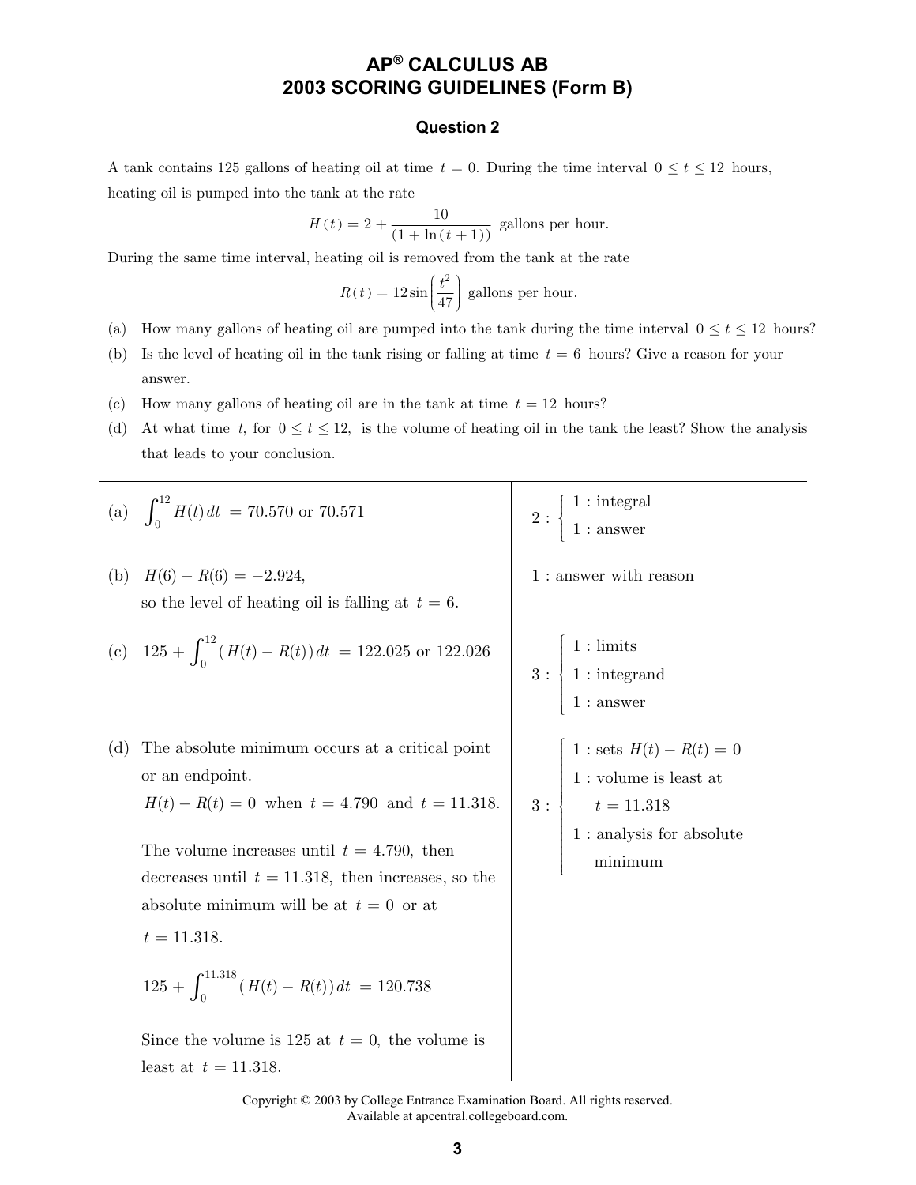# AP® CALCULUS AB
# 2003 SCORING GUIDELINES (Form B)

## Question 2

A tank contains 125 gallons of heating oil at time $t = 0$. During the time interval $0 \le t \le 12$ hours, heating oil is pumped into the tank at the rate

$$H(t) = 2 + \frac{10}{(1 + \ln(t+1))} \text{ gallons per hour.}$$

During the same time interval, heating oil is removed from the tank at the rate

$$R(t) = 12 \sin\left(\frac{t^2}{47}\right) \text{ gallons per hour.}$$

(a) How many gallons of heating oil are pumped into the tank during the time interval $0 \le t \le 12$ hours?

(b) Is the level of heating oil in the tank rising or falling at time $t = 6$ hours? Give a reason for your answer.

(c) How many gallons of heating oil are in the tank at time $t = 12$ hours?

(d) At what time $t$, for $0 \le t \le 12$, is the volume of heating oil in the tank the least? Show the analysis that leads to your conclusion.

---

(a) $\int_0^{12} H(t)\,dt = 70.570$ or $70.571$

$2 : \begin{cases} 1 : \text{integral} \\ 1 : \text{answer} \end{cases}$

(b) $H(6) - R(6) = -2.924$,
so the level of heating oil is falling at $t = 6$.

$1 :$ answer with reason

(c) $125 + \int_0^{12} (H(t) - R(t))\,dt = 122.025$ or $122.026$

$3 : \begin{cases} 1 : \text{limits} \\ 1 : \text{integrand} \\ 1 : \text{answer} \end{cases}$

(d) The absolute minimum occurs at a critical point or an endpoint.

$H(t) - R(t) = 0$ when $t = 4.790$ and $t = 11.318$.

The volume increases until $t = 4.790$, then decreases until $t = 11.318$, then increases, so the absolute minimum will be at $t = 0$ or at $t = 11.318$.

$$125 + \int_0^{11.318} (H(t) - R(t))\,dt = 120.738$$

Since the volume is 125 at $t = 0$, the volume is least at $t = 11.318$.

$3 : \begin{cases} 1 : \text{sets } H(t) - R(t) = 0 \\ 1 : \text{volume is least at } t = 11.318 \\ 1 : \text{analysis for absolute minimum} \end{cases}$

Copyright © 2003 by College Entrance Examination Board. All rights reserved.
Available at apcentral.collegeboard.com.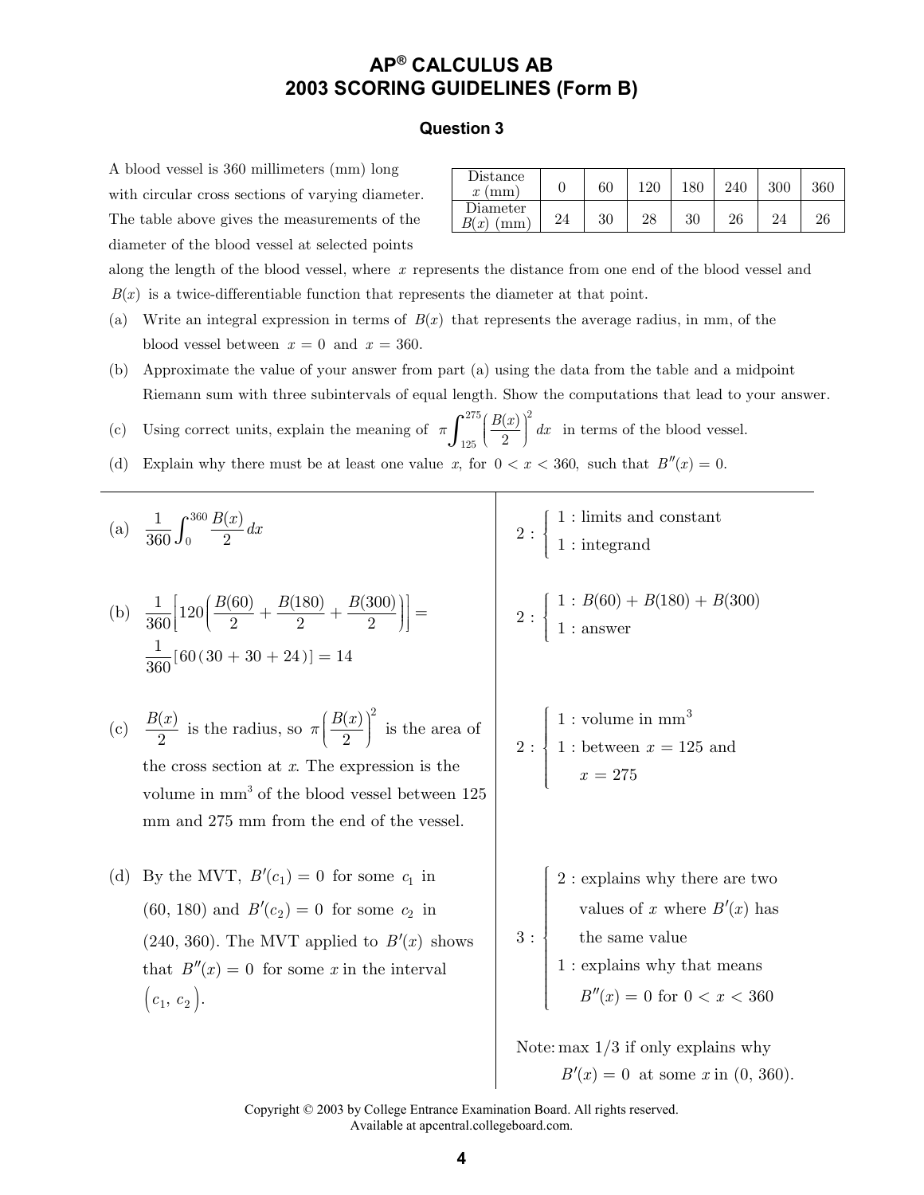# AP® CALCULUS AB
# 2003 SCORING GUIDELINES (Form B)

## Question 3

A blood vessel is 360 millimeters (mm) long with circular cross sections of varying diameter. The table above gives the measurements of the diameter of the blood vessel at selected points along the length of the blood vessel, where $x$ represents the distance from one end of the blood vessel and $B(x)$ is a twice-differentiable function that represents the diameter at that point.

| Distance $x$ (mm) | 0 | 60 | 120 | 180 | 240 | 300 | 360 |
|---|---|---|---|---|---|---|---|
| Diameter $B(x)$ (mm) | 24 | 30 | 28 | 30 | 26 | 24 | 26 |

(a) Write an integral expression in terms of $B(x)$ that represents the average radius, in mm, of the blood vessel between $x = 0$ and $x = 360$.

(b) Approximate the value of your answer from part (a) using the data from the table and a midpoint Riemann sum with three subintervals of equal length. Show the computations that lead to your answer.

(c) Using correct units, explain the meaning of $\pi \int_{125}^{275} \left( \frac{B(x)}{2} \right)^2 dx$ in terms of the blood vessel.

(d) Explain why there must be at least one value $x$, for $0 < x < 360$, such that $B''(x) = 0$.

---

(a) $\frac{1}{360} \int_0^{360} \frac{B(x)}{2} \, dx$

$2: \begin{cases} 1: \text{limits and constant} \\ 1: \text{integrand} \end{cases}$

(b) $\frac{1}{360} \left[ 120 \left( \frac{B(60)}{2} + \frac{B(180)}{2} + \frac{B(300)}{2} \right) \right] =$
$\frac{1}{360} [60(30 + 30 + 24)] = 14$

$2: \begin{cases} 1: B(60) + B(180) + B(300) \\ 1: \text{answer} \end{cases}$

(c) $\frac{B(x)}{2}$ is the radius, so $\pi \left( \frac{B(x)}{2} \right)^2$ is the area of the cross section at $x$. The expression is the volume in mm$^3$ of the blood vessel between 125 mm and 275 mm from the end of the vessel.

$2: \begin{cases} 1: \text{volume in mm}^3 \\ 1: \text{between } x = 125 \text{ and } x = 275 \end{cases}$

(d) By the MVT, $B'(c_1) = 0$ for some $c_1$ in $(60, 180)$ and $B'(c_2) = 0$ for some $c_2$ in $(240, 360)$. The MVT applied to $B'(x)$ shows that $B''(x) = 0$ for some $x$ in the interval $(c_1, c_2)$.

$3: \begin{cases} 2: \text{explains why there are two values of } x \text{ where } B'(x) \text{ has the same value} \\ 1: \text{explains why that means } B''(x) = 0 \text{ for } 0 < x < 360 \end{cases}$

Note: max 1/3 if only explains why $B'(x) = 0$ at some $x$ in $(0, 360)$.

Copyright © 2003 by College Entrance Examination Board. All rights reserved.
Available at apcentral.collegeboard.com.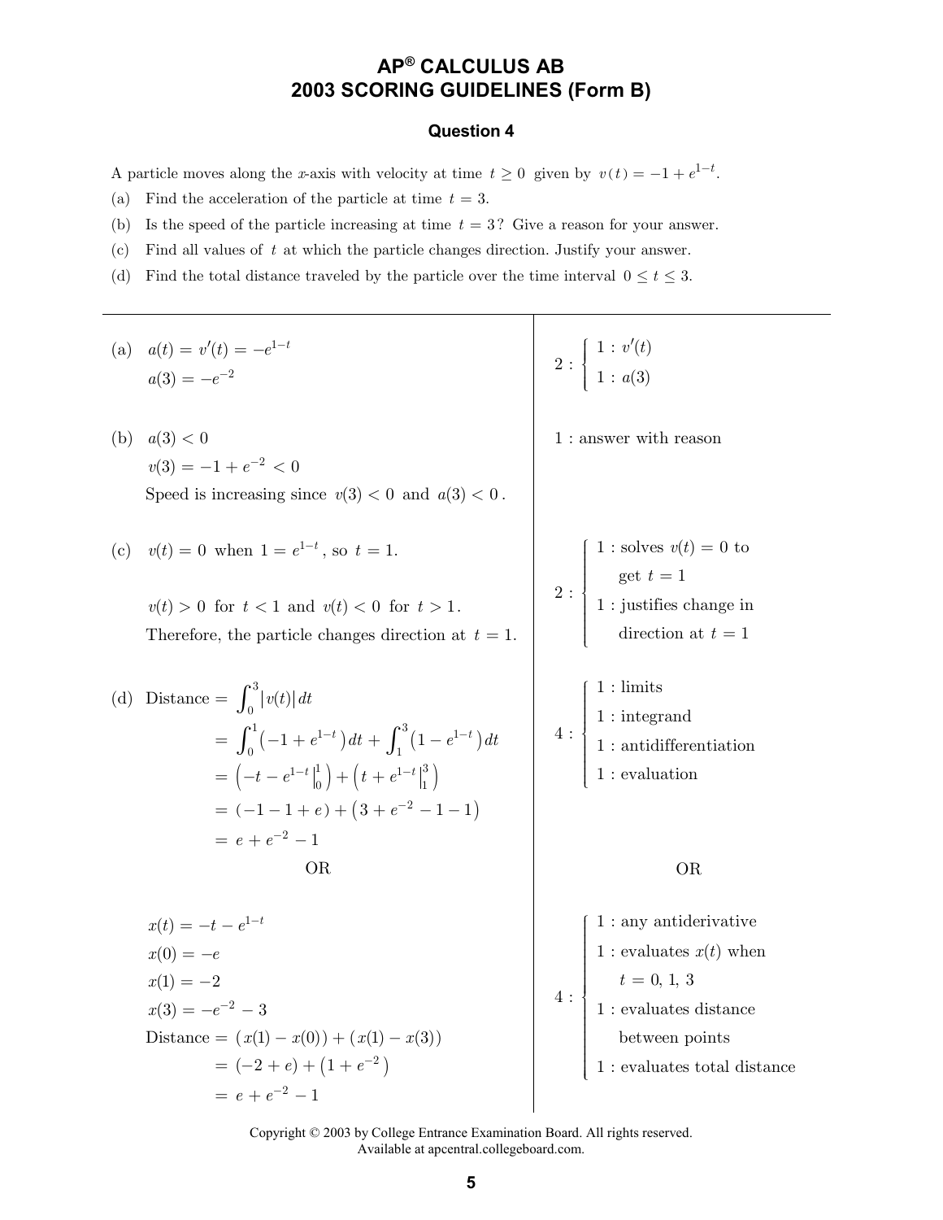# AP® CALCULUS AB
# 2003 SCORING GUIDELINES (Form B)

## Question 4

A particle moves along the $x$-axis with velocity at time $t \ge 0$ given by $v(t) = -1 + e^{1-t}$.

(a) Find the acceleration of the particle at time $t = 3$.

(b) Is the speed of the particle increasing at time $t = 3$? Give a reason for your answer.

(c) Find all values of $t$ at which the particle changes direction. Justify your answer.

(d) Find the total distance traveled by the particle over the time interval $0 \le t \le 3$.

---

(a) $a(t) = v'(t) = -e^{1-t}$

$a(3) = -e^{-2}$

$$2 : \begin{cases} 1 : v'(t) \\ 1 : a(3) \end{cases}$$

(b) $a(3) < 0$

$v(3) = -1 + e^{-2} < 0$

Speed is increasing since $v(3) < 0$ and $a(3) < 0$.

1 : answer with reason

(c) $v(t) = 0$ when $1 = e^{1-t}$, so $t = 1$.

$v(t) > 0$ for $t < 1$ and $v(t) < 0$ for $t > 1$.

Therefore, the particle changes direction at $t = 1$.

$$2 : \begin{cases} 1 : \text{solves } v(t) = 0 \text{ to get } t = 1 \\ 1 : \text{justifies change in direction at } t = 1 \end{cases}$$

(d) 
$$\begin{aligned}
\text{Distance} &= \int_0^3 |v(t)|\,dt \\
&= \int_0^1 \left(-1 + e^{1-t}\right) dt + \int_1^3 \left(1 - e^{1-t}\right) dt \\
&= \left(-t - e^{1-t}\Big|_0^1\right) + \left(t + e^{1-t}\Big|_1^3\right) \\
&= (-1 - 1 + e) + \left(3 + e^{-2} - 1 - 1\right) \\
&= e + e^{-2} - 1
\end{aligned}$$

$$4 : \begin{cases} 1 : \text{limits} \\ 1 : \text{integrand} \\ 1 : \text{antidifferentiation} \\ 1 : \text{evaluation} \end{cases}$$

OR

$x(t) = -t - e^{1-t}$

$x(0) = -e$

$x(1) = -2$

$x(3) = -e^{-2} - 3$

$$\begin{aligned}
\text{Distance} &= (x(1) - x(0)) + (x(1) - x(3)) \\
&= (-2 + e) + \left(1 + e^{-2}\right) \\
&= e + e^{-2} - 1
\end{aligned}$$

$$4 : \begin{cases} 1 : \text{any antiderivative} \\ 1 : \text{evaluates } x(t) \text{ when } t = 0,\ 1,\ 3 \\ 1 : \text{evaluates distance between points} \\ 1 : \text{evaluates total distance} \end{cases}$$

Copyright © 2003 by College Entrance Examination Board. All rights reserved.
Available at apcentral.collegeboard.com.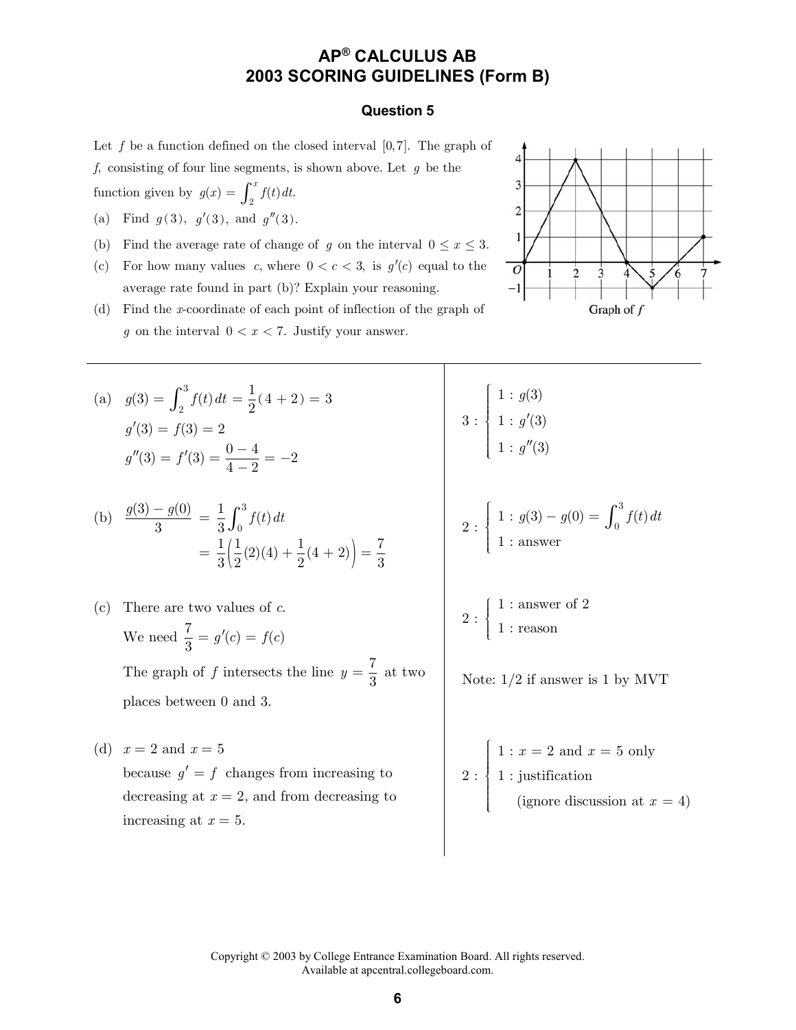# AP® CALCULUS AB
# 2003 SCORING GUIDELINES (Form B)

## Question 5

Let $f$ be a function defined on the closed interval $[0, 7]$. The graph of $f$, consisting of four line segments, is shown above. Let $g$ be the function given by $g(x) = \int_2^x f(t)\,dt$.

(a) Find $g(3)$, $g'(3)$, and $g''(3)$.

(b) Find the average rate of change of $g$ on the interval $0 \le x \le 3$.

(c) For how many values $c$, where $0 < c < 3$, is $g'(c)$ equal to the average rate found in part (b)? Explain your reasoning.

(d) Find the $x$-coordinate of each point of inflection of the graph of $g$ on the interval $0 < x < 7$. Justify your answer.

Graph of $f$

---

(a) $g(3) = \int_2^3 f(t)\,dt = \frac{1}{2}(4 + 2) = 3$

$g'(3) = f(3) = 2$

$g''(3) = f'(3) = \frac{0 - 4}{4 - 2} = -2$

$3: \begin{cases} 1: g(3) \\ 1: g'(3) \\ 1: g''(3) \end{cases}$

(b) $\frac{g(3) - g(0)}{3} = \frac{1}{3}\int_0^3 f(t)\,dt$

$= \frac{1}{3}\left(\frac{1}{2}(2)(4) + \frac{1}{2}(4 + 2)\right) = \frac{7}{3}$

$2: \begin{cases} 1: g(3) - g(0) = \int_0^3 f(t)\,dt \\ 1: \text{answer} \end{cases}$

(c) There are two values of $c$.

We need $\frac{7}{3} = g'(c) = f(c)$

The graph of $f$ intersects the line $y = \frac{7}{3}$ at two places between 0 and 3.

$2: \begin{cases} 1: \text{answer of 2} \\ 1: \text{reason} \end{cases}$

Note: 1/2 if answer is 1 by MVT

(d) $x = 2$ and $x = 5$

because $g' = f$ changes from increasing to decreasing at $x = 2$, and from decreasing to increasing at $x = 5$.

$2: \begin{cases} 1: x = 2 \text{ and } x = 5 \text{ only} \\ 1: \text{justification} \\ \quad \text{(ignore discussion at } x = 4\text{)} \end{cases}$

Copyright © 2003 by College Entrance Examination Board. All rights reserved.
Available at apcentral.collegeboard.com.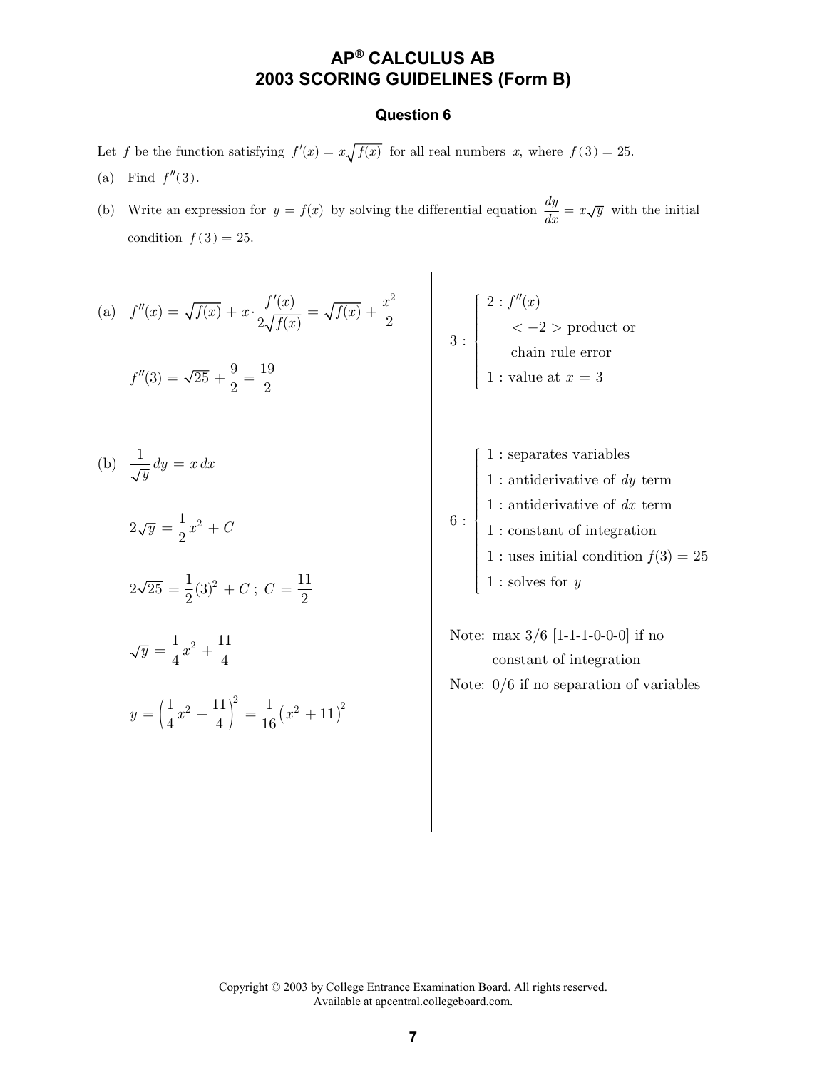# AP® CALCULUS AB
# 2003 SCORING GUIDELINES (Form B)

### Question 6

Let $f$ be the function satisfying $f'(x) = x\sqrt{f(x)}$ for all real numbers $x$, where $f(3) = 25$.

(a) Find $f''(3)$.

(b) Write an expression for $y = f(x)$ by solving the differential equation $\frac{dy}{dx} = x\sqrt{y}$ with the initial condition $f(3) = 25$.

---

(a) $$f''(x) = \sqrt{f(x)} + x \cdot \frac{f'(x)}{2\sqrt{f(x)}} = \sqrt{f(x)} + \frac{x^2}{2}$$

$$f''(3) = \sqrt{25} + \frac{9}{2} = \frac{19}{2}$$

$3: \begin{cases} 2: f''(x) \\ \quad <-2> \text{ product or} \\ \quad \text{chain rule error} \\ 1: \text{value at } x = 3 \end{cases}$

(b) $$\frac{1}{\sqrt{y}}\,dy = x\,dx$$

$$2\sqrt{y} = \frac{1}{2}x^2 + C$$

$$2\sqrt{25} = \frac{1}{2}(3)^2 + C\ ;\ C = \frac{11}{2}$$

$$\sqrt{y} = \frac{1}{4}x^2 + \frac{11}{4}$$

$$y = \left(\frac{1}{4}x^2 + \frac{11}{4}\right)^2 = \frac{1}{16}\left(x^2 + 11\right)^2$$

$6: \begin{cases} 1: \text{separates variables} \\ 1: \text{antiderivative of } dy \text{ term} \\ 1: \text{antiderivative of } dx \text{ term} \\ 1: \text{constant of integration} \\ 1: \text{uses initial condition } f(3) = 25 \\ 1: \text{solves for } y \end{cases}$

Note: max 3/6 [1-1-1-0-0-0] if no constant of integration

Note: 0/6 if no separation of variables

Copyright © 2003 by College Entrance Examination Board. All rights reserved.
Available at apcentral.collegeboard.com.